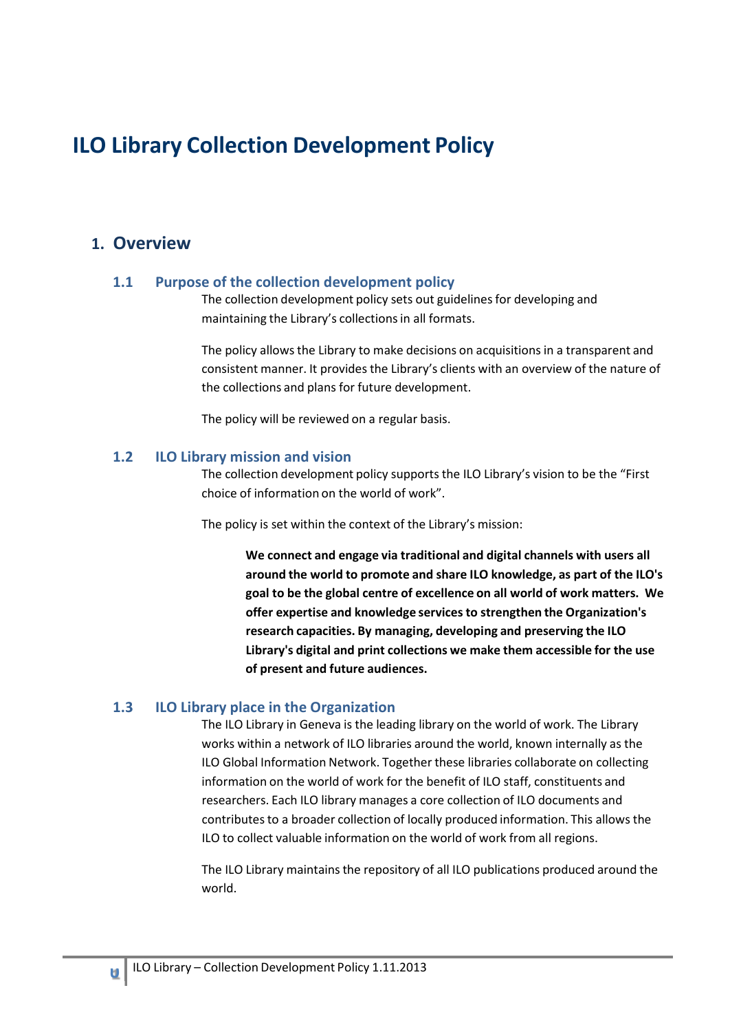# ILO Library Collection Development Policy

## 1. Overview

### 1.1 Purpose of the collection development policy

The collection development policy sets out guidelines for developing and maintaining the Library's collections in all formats.

The policy allows the Library to make decisions on acquisitions in a transparent and consistent manner. It provides the Library's clients with an overview of the nature of the collections and plans for future development.

The policy will be reviewed on a regular basis.

### 1.2 ILO Library mission and vision

The collection development policy supports the ILO Library's vision to be the "First choice of information on the world of work".

The policy is set within the context of the Library's mission:

> **We connect and engage via traditional and digital channels with users all around the world to promote and share ILO knowledge, as part of the ILO's goal to be the global centre of excellence on all world of work matters. We offer expertise and knowledge services to strengthen the Organization's research capacities. By managing, developing and preserving the ILO Library's digital and print collections we make them accessible for the use of present and future audiences.**

### 1.3 ILO Library place in the Organization

The ILO Library in Geneva is the leading library on the world of work. The Library works within a network of ILO libraries around the world, known internally as the ILO Global Information Network. Together these libraries collaborate on collecting information on the world of work for the benefit of ILO staff, constituents and researchers. Each ILO library manages a core collection of ILO documents and contributes to a broader collection of locally produced information. This allows the ILO to collect valuable information on the world of work from all regions.

The ILO Library maintains the repository of all ILO publications produced around the world.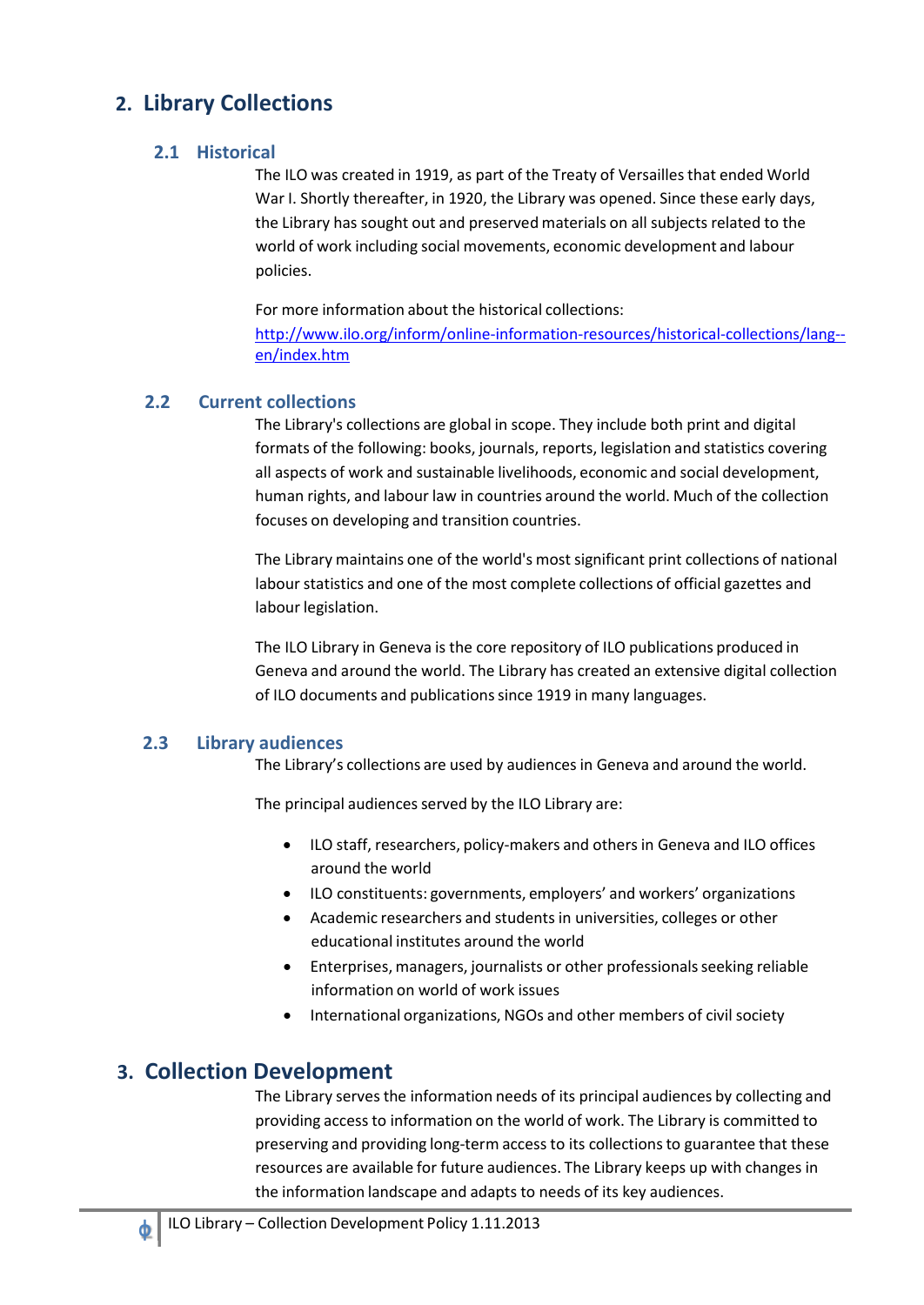## 2. Library Collections

### 2.1 Historical

The ILO was created in 1919, as part of the Treaty of Versailles that ended World War I. Shortly thereafter, in 1920, the Library was opened. Since these early days, the Library has sought out and preserved materials on all subjects related to the world of work including social movements, economic development and labour policies.

For more information about the historical collections: http://www.ilo.org/inform/online-information-resources/historical-collections/lang--en/index.htm

### 2.2 Current collections

The Library's collections are global in scope. They include both print and digital formats of the following: books, journals, reports, legislation and statistics covering all aspects of work and sustainable livelihoods, economic and social development, human rights, and labour law in countries around the world. Much of the collection focuses on developing and transition countries.

The Library maintains one of the world's most significant print collections of national labour statistics and one of the most complete collections of official gazettes and labour legislation.

The ILO Library in Geneva is the core repository of ILO publications produced in Geneva and around the world. The Library has created an extensive digital collection of ILO documents and publications since 1919 in many languages.

### 2.3 Library audiences

The Library's collections are used by audiences in Geneva and around the world.

The principal audiences served by the ILO Library are:

- ILO staff, researchers, policy-makers and others in Geneva and ILO offices around the world
- ILO constituents: governments, employers' and workers' organizations
- Academic researchers and students in universities, colleges or other educational institutes around the world
- Enterprises, managers, journalists or other professionals seeking reliable information on world of work issues
- International organizations, NGOs and other members of civil society

## 3. Collection Development

The Library serves the information needs of its principal audiences by collecting and providing access to information on the world of work. The Library is committed to preserving and providing long-term access to its collections to guarantee that these resources are available for future audiences. The Library keeps up with changes in the information landscape and adapts to needs of its key audiences.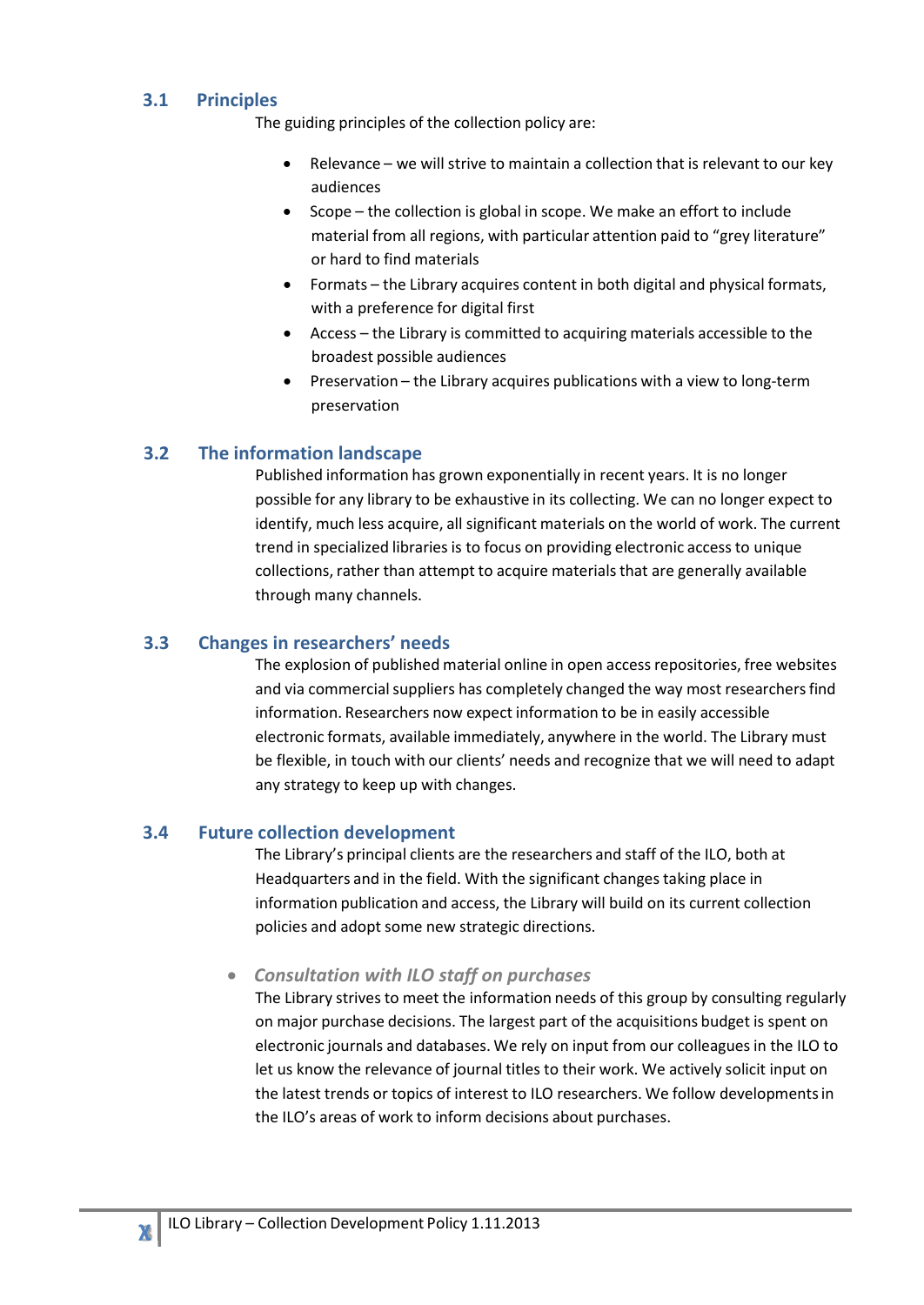## 3.1 Principles

The guiding principles of the collection policy are:

- Relevance – we will strive to maintain a collection that is relevant to our key audiences
- Scope – the collection is global in scope. We make an effort to include material from all regions, with particular attention paid to "grey literature" or hard to find materials
- Formats – the Library acquires content in both digital and physical formats, with a preference for digital first
- Access – the Library is committed to acquiring materials accessible to the broadest possible audiences
- Preservation – the Library acquires publications with a view to long-term preservation

## 3.2 The information landscape

Published information has grown exponentially in recent years. It is no longer possible for any library to be exhaustive in its collecting. We can no longer expect to identify, much less acquire, all significant materials on the world of work. The current trend in specialized libraries is to focus on providing electronic access to unique collections, rather than attempt to acquire materials that are generally available through many channels.

## 3.3 Changes in researchers' needs

The explosion of published material online in open access repositories, free websites and via commercial suppliers has completely changed the way most researchers find information. Researchers now expect information to be in easily accessible electronic formats, available immediately, anywhere in the world. The Library must be flexible, in touch with our clients' needs and recognize that we will need to adapt any strategy to keep up with changes.

## 3.4 Future collection development

The Library's principal clients are the researchers and staff of the ILO, both at Headquarters and in the field. With the significant changes taking place in information publication and access, the Library will build on its current collection policies and adopt some new strategic directions.

- ***Consultation with ILO staff on purchases***

  The Library strives to meet the information needs of this group by consulting regularly on major purchase decisions. The largest part of the acquisitions budget is spent on electronic journals and databases. We rely on input from our colleagues in the ILO to let us know the relevance of journal titles to their work. We actively solicit input on the latest trends or topics of interest to ILO researchers. We follow developments in the ILO's areas of work to inform decisions about purchases.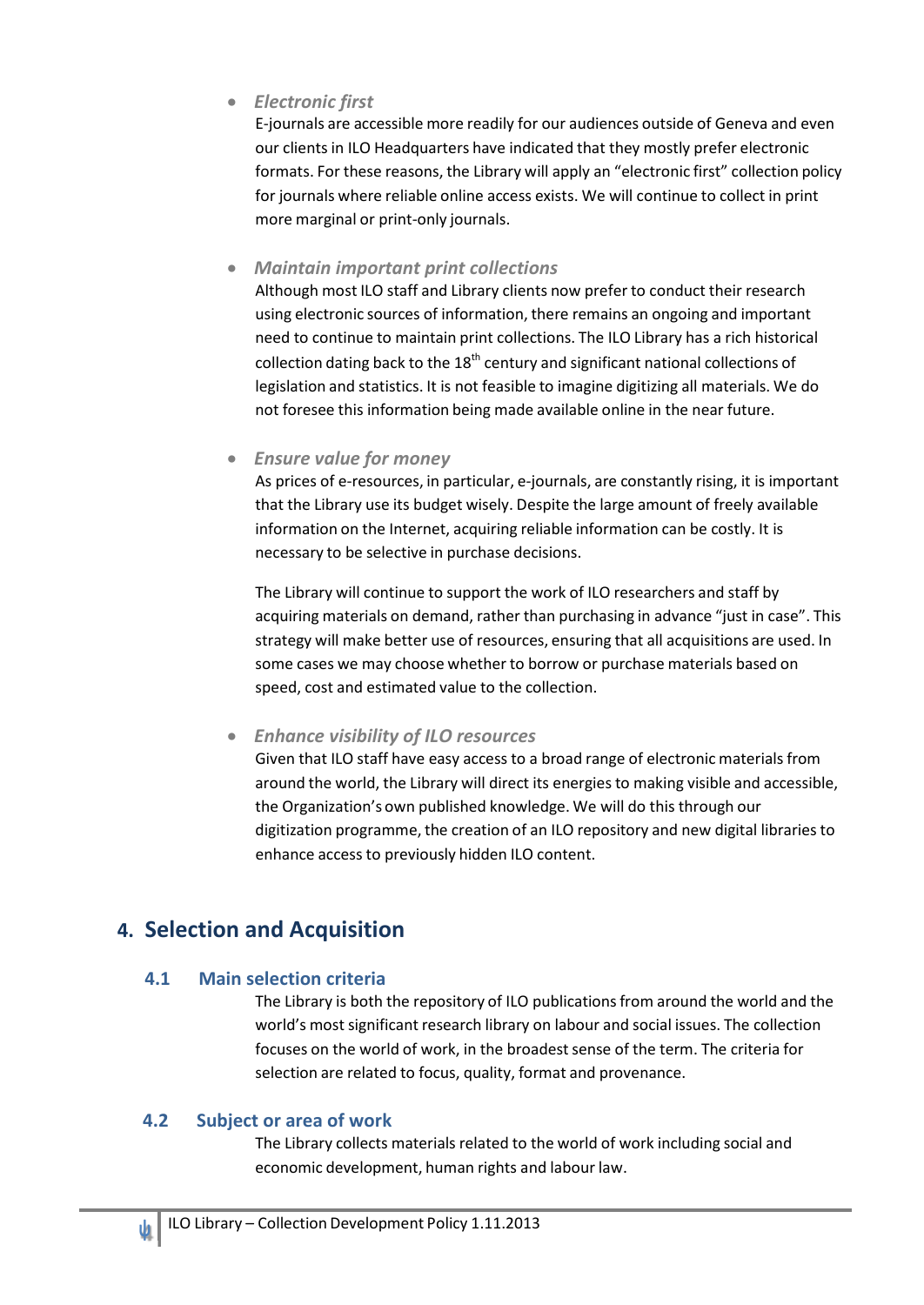- ***Electronic first***

  E-journals are accessible more readily for our audiences outside of Geneva and even our clients in ILO Headquarters have indicated that they mostly prefer electronic formats. For these reasons, the Library will apply an "electronic first" collection policy for journals where reliable online access exists. We will continue to collect in print more marginal or print-only journals.

- ***Maintain important print collections***

  Although most ILO staff and Library clients now prefer to conduct their research using electronic sources of information, there remains an ongoing and important need to continue to maintain print collections. The ILO Library has a rich historical collection dating back to the 18th century and significant national collections of legislation and statistics. It is not feasible to imagine digitizing all materials. We do not foresee this information being made available online in the near future.

- ***Ensure value for money***

  As prices of e-resources, in particular, e-journals, are constantly rising, it is important that the Library use its budget wisely. Despite the large amount of freely available information on the Internet, acquiring reliable information can be costly. It is necessary to be selective in purchase decisions.

  The Library will continue to support the work of ILO researchers and staff by acquiring materials on demand, rather than purchasing in advance "just in case". This strategy will make better use of resources, ensuring that all acquisitions are used. In some cases we may choose whether to borrow or purchase materials based on speed, cost and estimated value to the collection.

- ***Enhance visibility of ILO resources***

  Given that ILO staff have easy access to a broad range of electronic materials from around the world, the Library will direct its energies to making visible and accessible, the Organization's own published knowledge. We will do this through our digitization programme, the creation of an ILO repository and new digital libraries to enhance access to previously hidden ILO content.

# 4. Selection and Acquisition

## 4.1 Main selection criteria

The Library is both the repository of ILO publications from around the world and the world's most significant research library on labour and social issues. The collection focuses on the world of work, in the broadest sense of the term. The criteria for selection are related to focus, quality, format and provenance.

## 4.2 Subject or area of work

The Library collects materials related to the world of work including social and economic development, human rights and labour law.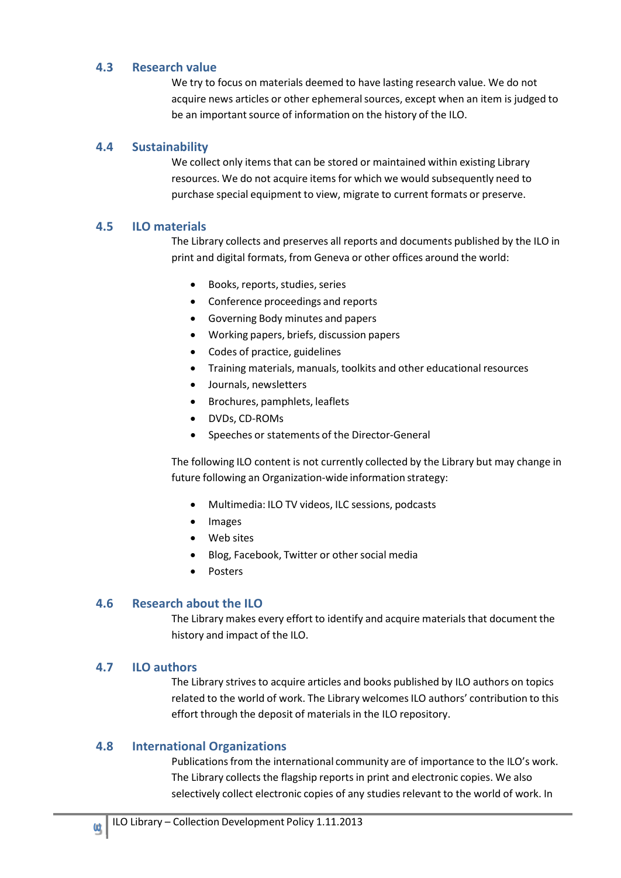## 4.3 Research value

We try to focus on materials deemed to have lasting research value. We do not acquire news articles or other ephemeral sources, except when an item is judged to be an important source of information on the history of the ILO.

## 4.4 Sustainability

We collect only items that can be stored or maintained within existing Library resources. We do not acquire items for which we would subsequently need to purchase special equipment to view, migrate to current formats or preserve.

## 4.5 ILO materials

The Library collects and preserves all reports and documents published by the ILO in print and digital formats, from Geneva or other offices around the world:

- Books, reports, studies, series
- Conference proceedings and reports
- Governing Body minutes and papers
- Working papers, briefs, discussion papers
- Codes of practice, guidelines
- Training materials, manuals, toolkits and other educational resources
- Journals, newsletters
- Brochures, pamphlets, leaflets
- DVDs, CD-ROMs
- Speeches or statements of the Director-General

The following ILO content is not currently collected by the Library but may change in future following an Organization-wide information strategy:

- Multimedia: ILO TV videos, ILC sessions, podcasts
- Images
- Web sites
- Blog, Facebook, Twitter or other social media
- Posters

## 4.6 Research about the ILO

The Library makes every effort to identify and acquire materials that document the history and impact of the ILO.

## 4.7 ILO authors

The Library strives to acquire articles and books published by ILO authors on topics related to the world of work. The Library welcomes ILO authors' contribution to this effort through the deposit of materials in the ILO repository.

## 4.8 International Organizations

Publications from the international community are of importance to the ILO's work. The Library collects the flagship reports in print and electronic copies. We also selectively collect electronic copies of any studies relevant to the world of work. In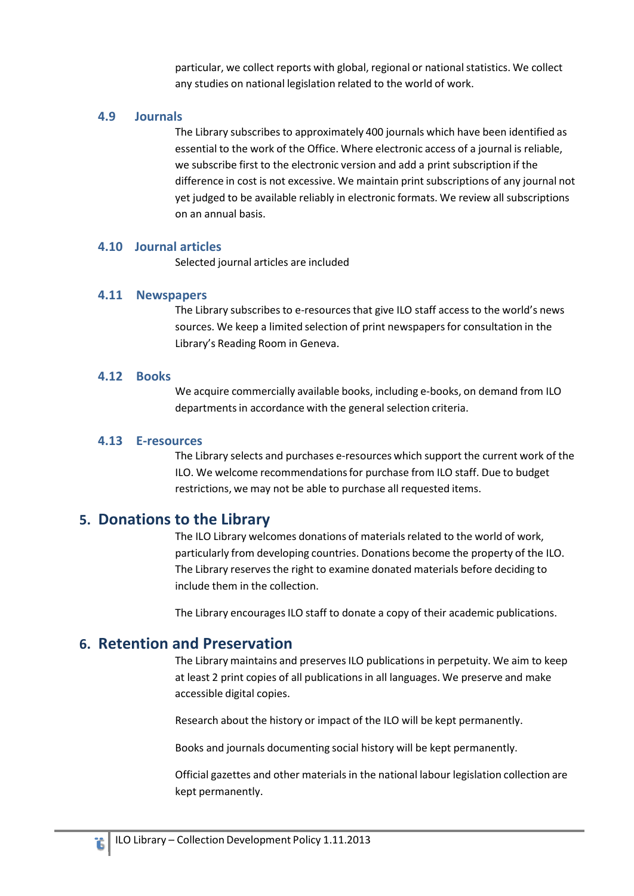particular, we collect reports with global, regional or national statistics. We collect any studies on national legislation related to the world of work.

### 4.9 Journals

The Library subscribes to approximately 400 journals which have been identified as essential to the work of the Office. Where electronic access of a journal is reliable, we subscribe first to the electronic version and add a print subscription if the difference in cost is not excessive. We maintain print subscriptions of any journal not yet judged to be available reliably in electronic formats. We review all subscriptions on an annual basis.

### 4.10 Journal articles

Selected journal articles are included

### 4.11 Newspapers

The Library subscribes to e-resources that give ILO staff access to the world's news sources. We keep a limited selection of print newspapers for consultation in the Library's Reading Room in Geneva.

### 4.12 Books

We acquire commercially available books, including e-books, on demand from ILO departments in accordance with the general selection criteria.

### 4.13 E-resources

The Library selects and purchases e-resources which support the current work of the ILO. We welcome recommendations for purchase from ILO staff. Due to budget restrictions, we may not be able to purchase all requested items.

## 5. Donations to the Library

The ILO Library welcomes donations of materials related to the world of work, particularly from developing countries. Donations become the property of the ILO. The Library reserves the right to examine donated materials before deciding to include them in the collection.

The Library encourages ILO staff to donate a copy of their academic publications.

## 6. Retention and Preservation

The Library maintains and preserves ILO publications in perpetuity. We aim to keep at least 2 print copies of all publications in all languages. We preserve and make accessible digital copies.

Research about the history or impact of the ILO will be kept permanently.

Books and journals documenting social history will be kept permanently.

Official gazettes and other materials in the national labour legislation collection are kept permanently.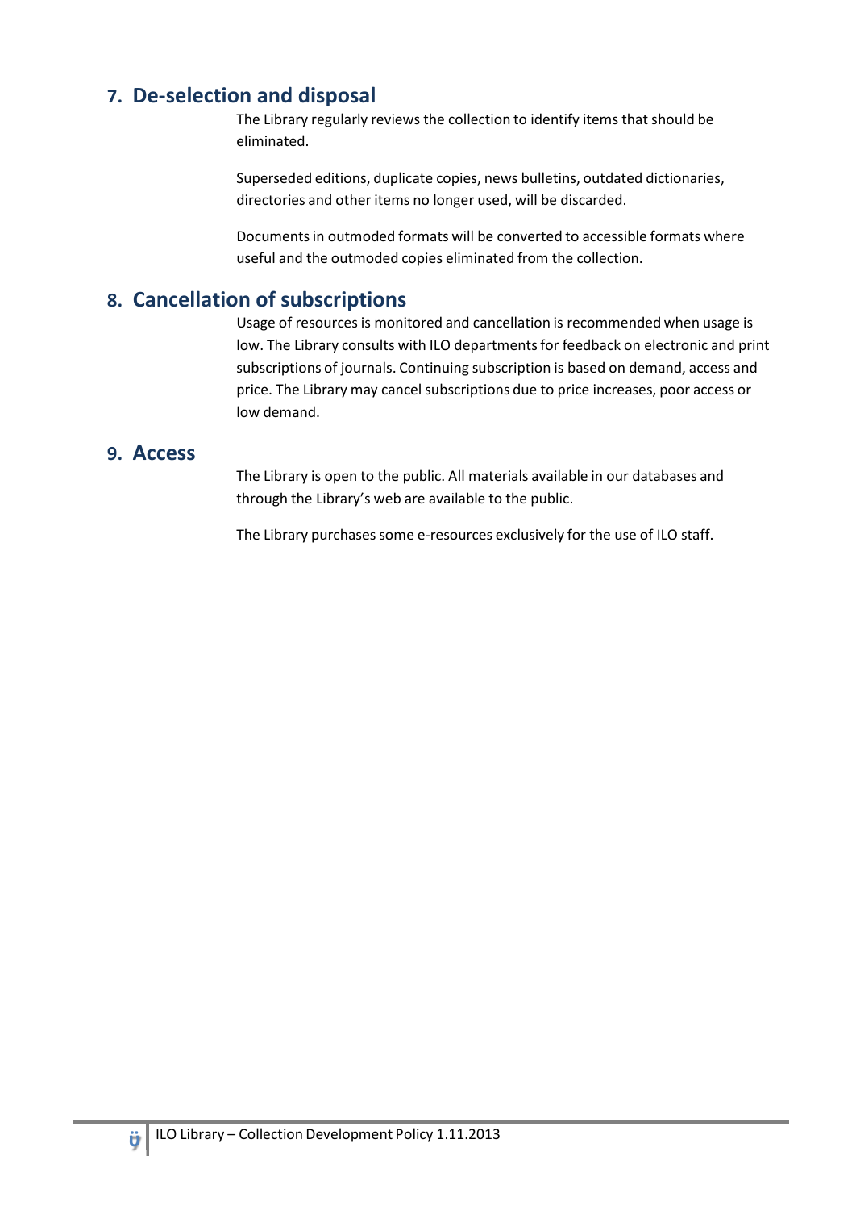## 7. De-selection and disposal

The Library regularly reviews the collection to identify items that should be eliminated.

Superseded editions, duplicate copies, news bulletins, outdated dictionaries, directories and other items no longer used, will be discarded.

Documents in outmoded formats will be converted to accessible formats where useful and the outmoded copies eliminated from the collection.

## 8. Cancellation of subscriptions

Usage of resources is monitored and cancellation is recommended when usage is low. The Library consults with ILO departments for feedback on electronic and print subscriptions of journals. Continuing subscription is based on demand, access and price. The Library may cancel subscriptions due to price increases, poor access or low demand.

## 9. Access

The Library is open to the public. All materials available in our databases and through the Library's web are available to the public.

The Library purchases some e-resources exclusively for the use of ILO staff.